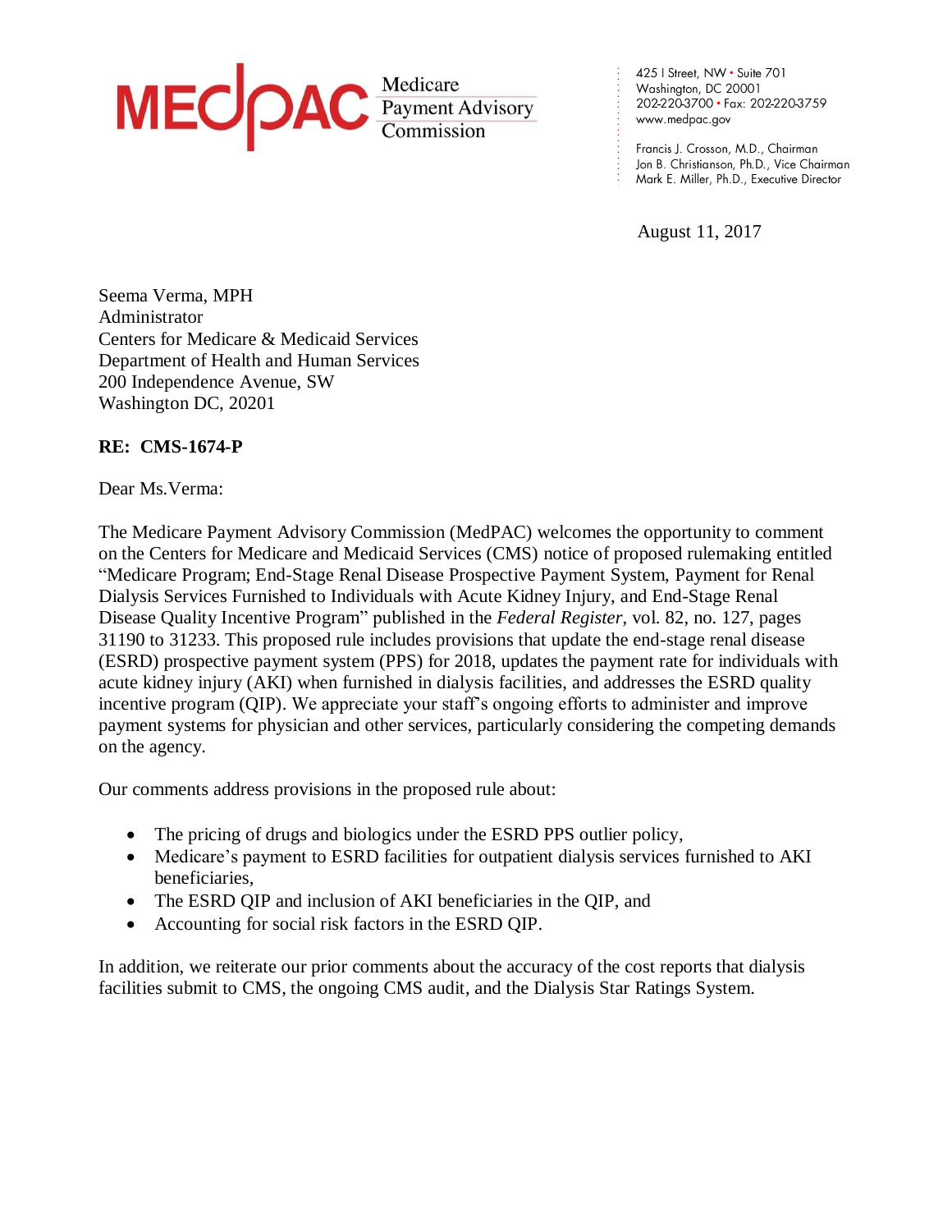**MedPAC** Medicare Payment Advisory Commission

425 I Street, NW • Suite 701
Washington, DC 20001
202-220-3700 • Fax: 202-220-3759
www.medpac.gov

Francis J. Crosson, M.D., Chairman
Jon B. Christianson, Ph.D., Vice Chairman
Mark E. Miller, Ph.D., Executive Director

August 11, 2017

Seema Verma, MPH
Administrator
Centers for Medicare & Medicaid Services
Department of Health and Human Services
200 Independence Avenue, SW
Washington DC, 20201

**RE: CMS-1674-P**

Dear Ms.Verma:

The Medicare Payment Advisory Commission (MedPAC) welcomes the opportunity to comment on the Centers for Medicare and Medicaid Services (CMS) notice of proposed rulemaking entitled "Medicare Program; End-Stage Renal Disease Prospective Payment System, Payment for Renal Dialysis Services Furnished to Individuals with Acute Kidney Injury, and End-Stage Renal Disease Quality Incentive Program" published in the *Federal Register*, vol. 82, no. 127, pages 31190 to 31233. This proposed rule includes provisions that update the end-stage renal disease (ESRD) prospective payment system (PPS) for 2018, updates the payment rate for individuals with acute kidney injury (AKI) when furnished in dialysis facilities, and addresses the ESRD quality incentive program (QIP). We appreciate your staff's ongoing efforts to administer and improve payment systems for physician and other services, particularly considering the competing demands on the agency.

Our comments address provisions in the proposed rule about:

- The pricing of drugs and biologics under the ESRD PPS outlier policy,
- Medicare's payment to ESRD facilities for outpatient dialysis services furnished to AKI beneficiaries,
- The ESRD QIP and inclusion of AKI beneficiaries in the QIP, and
- Accounting for social risk factors in the ESRD QIP.

In addition, we reiterate our prior comments about the accuracy of the cost reports that dialysis facilities submit to CMS, the ongoing CMS audit, and the Dialysis Star Ratings System.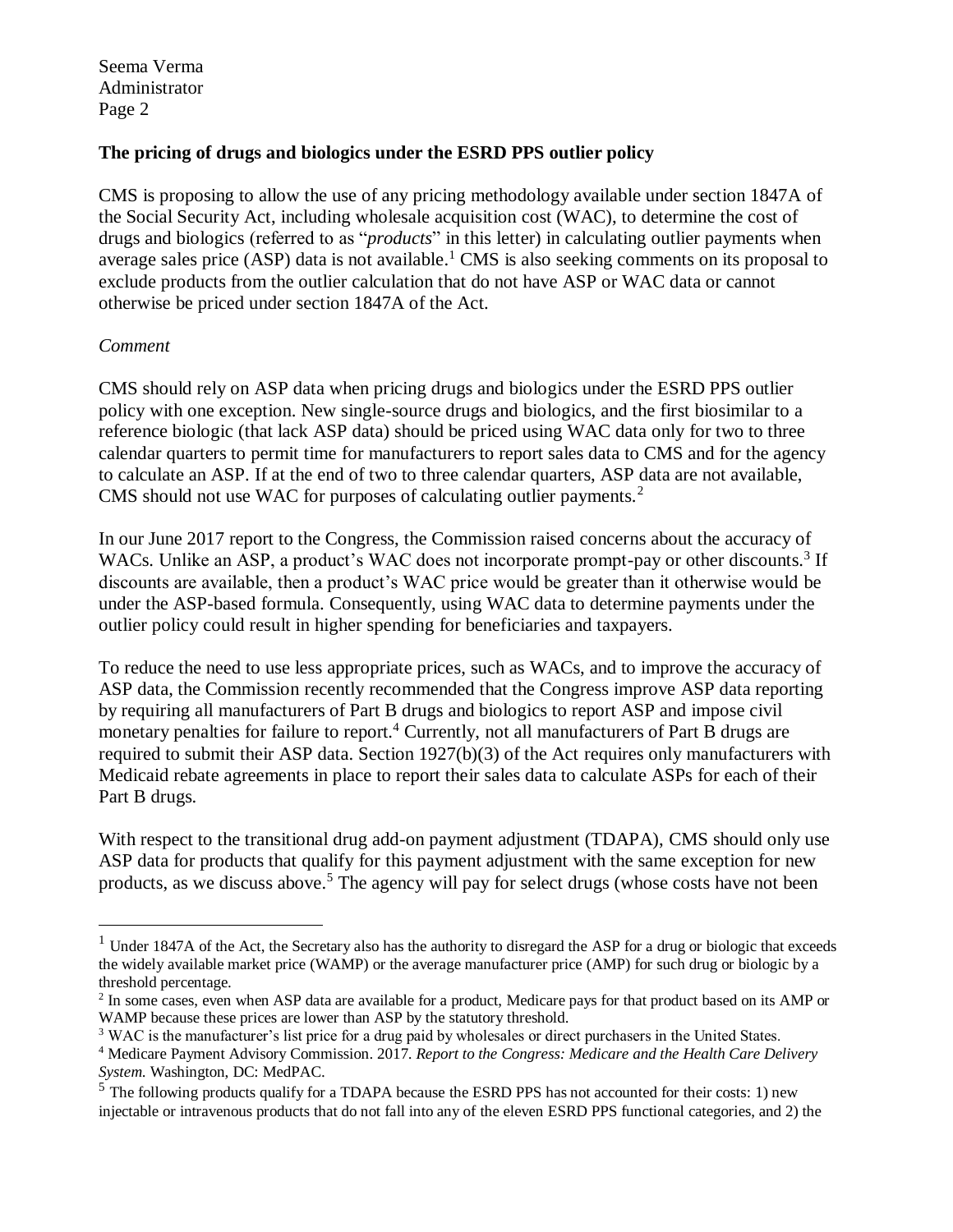**The pricing of drugs and biologics under the ESRD PPS outlier policy**

CMS is proposing to allow the use of any pricing methodology available under section 1847A of the Social Security Act, including wholesale acquisition cost (WAC), to determine the cost of drugs and biologics (referred to as "*products*" in this letter) in calculating outlier payments when average sales price (ASP) data is not available.[1] CMS is also seeking comments on its proposal to exclude products from the outlier calculation that do not have ASP or WAC data or cannot otherwise be priced under section 1847A of the Act.

*Comment*

CMS should rely on ASP data when pricing drugs and biologics under the ESRD PPS outlier policy with one exception. New single-source drugs and biologics, and the first biosimilar to a reference biologic (that lack ASP data) should be priced using WAC data only for two to three calendar quarters to permit time for manufacturers to report sales data to CMS and for the agency to calculate an ASP. If at the end of two to three calendar quarters, ASP data are not available, CMS should not use WAC for purposes of calculating outlier payments.[2]

In our June 2017 report to the Congress, the Commission raised concerns about the accuracy of WACs. Unlike an ASP, a product's WAC does not incorporate prompt-pay or other discounts.[3] If discounts are available, then a product's WAC price would be greater than it otherwise would be under the ASP-based formula. Consequently, using WAC data to determine payments under the outlier policy could result in higher spending for beneficiaries and taxpayers.

To reduce the need to use less appropriate prices, such as WACs, and to improve the accuracy of ASP data, the Commission recently recommended that the Congress improve ASP data reporting by requiring all manufacturers of Part B drugs and biologics to report ASP and impose civil monetary penalties for failure to report.[4] Currently, not all manufacturers of Part B drugs are required to submit their ASP data. Section 1927(b)(3) of the Act requires only manufacturers with Medicaid rebate agreements in place to report their sales data to calculate ASPs for each of their Part B drugs.

With respect to the transitional drug add-on payment adjustment (TDAPA), CMS should only use ASP data for products that qualify for this payment adjustment with the same exception for new products, as we discuss above.[5] The agency will pay for select drugs (whose costs have not been

---

[1] Under 1847A of the Act, the Secretary also has the authority to disregard the ASP for a drug or biologic that exceeds the widely available market price (WAMP) or the average manufacturer price (AMP) for such drug or biologic by a threshold percentage.

[2] In some cases, even when ASP data are available for a product, Medicare pays for that product based on its AMP or WAMP because these prices are lower than ASP by the statutory threshold.

[3] WAC is the manufacturer's list price for a drug paid by wholesales or direct purchasers in the United States.

[4] Medicare Payment Advisory Commission. 2017. *Report to the Congress: Medicare and the Health Care Delivery System.* Washington, DC: MedPAC.

[5] The following products qualify for a TDAPA because the ESRD PPS has not accounted for their costs: 1) new injectable or intravenous products that do not fall into any of the eleven ESRD PPS functional categories, and 2) the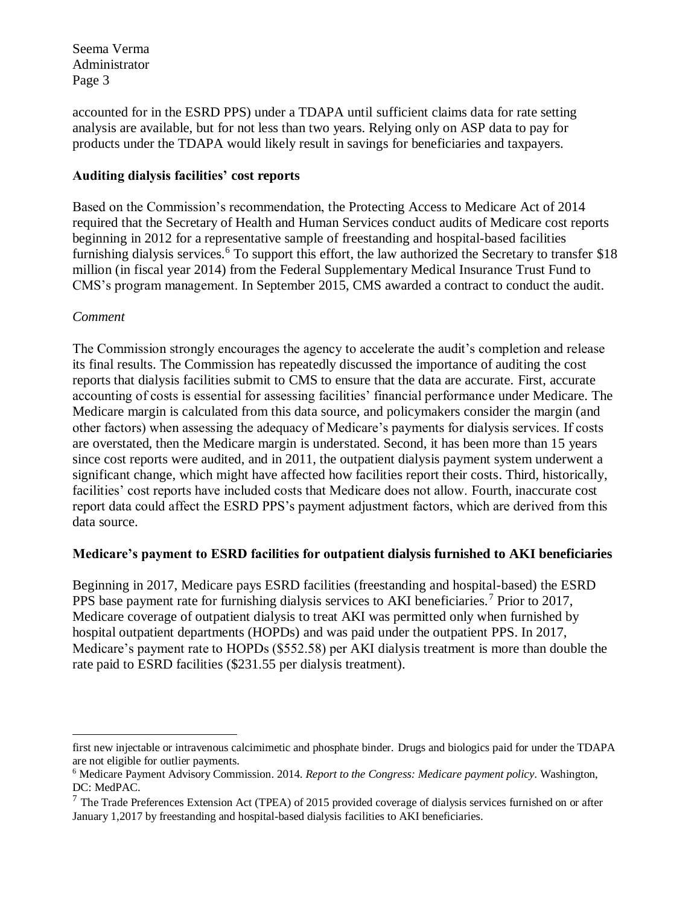accounted for in the ESRD PPS) under a TDAPA until sufficient claims data for rate setting analysis are available, but for not less than two years. Relying only on ASP data to pay for products under the TDAPA would likely result in savings for beneficiaries and taxpayers.

**Auditing dialysis facilities' cost reports**

Based on the Commission's recommendation, the Protecting Access to Medicare Act of 2014 required that the Secretary of Health and Human Services conduct audits of Medicare cost reports beginning in 2012 for a representative sample of freestanding and hospital-based facilities furnishing dialysis services.[6] To support this effort, the law authorized the Secretary to transfer $18 million (in fiscal year 2014) from the Federal Supplementary Medical Insurance Trust Fund to CMS's program management. In September 2015, CMS awarded a contract to conduct the audit.

*Comment*

The Commission strongly encourages the agency to accelerate the audit's completion and release its final results. The Commission has repeatedly discussed the importance of auditing the cost reports that dialysis facilities submit to CMS to ensure that the data are accurate. First, accurate accounting of costs is essential for assessing facilities' financial performance under Medicare. The Medicare margin is calculated from this data source, and policymakers consider the margin (and other factors) when assessing the adequacy of Medicare's payments for dialysis services. If costs are overstated, then the Medicare margin is understated. Second, it has been more than 15 years since cost reports were audited, and in 2011, the outpatient dialysis payment system underwent a significant change, which might have affected how facilities report their costs. Third, historically, facilities' cost reports have included costs that Medicare does not allow. Fourth, inaccurate cost report data could affect the ESRD PPS's payment adjustment factors, which are derived from this data source.

**Medicare's payment to ESRD facilities for outpatient dialysis furnished to AKI beneficiaries**

Beginning in 2017, Medicare pays ESRD facilities (freestanding and hospital-based) the ESRD PPS base payment rate for furnishing dialysis services to AKI beneficiaries.[7] Prior to 2017, Medicare coverage of outpatient dialysis to treat AKI was permitted only when furnished by hospital outpatient departments (HOPDs) and was paid under the outpatient PPS. In 2017, Medicare's payment rate to HOPDs ($552.58) per AKI dialysis treatment is more than double the rate paid to ESRD facilities ($231.55 per dialysis treatment).

---

first new injectable or intravenous calcimimetic and phosphate binder. Drugs and biologics paid for under the TDAPA are not eligible for outlier payments.

[6] Medicare Payment Advisory Commission. 2014. *Report to the Congress: Medicare payment policy*. Washington, DC: MedPAC.

[7] The Trade Preferences Extension Act (TPEA) of 2015 provided coverage of dialysis services furnished on or after January 1,2017 by freestanding and hospital-based dialysis facilities to AKI beneficiaries.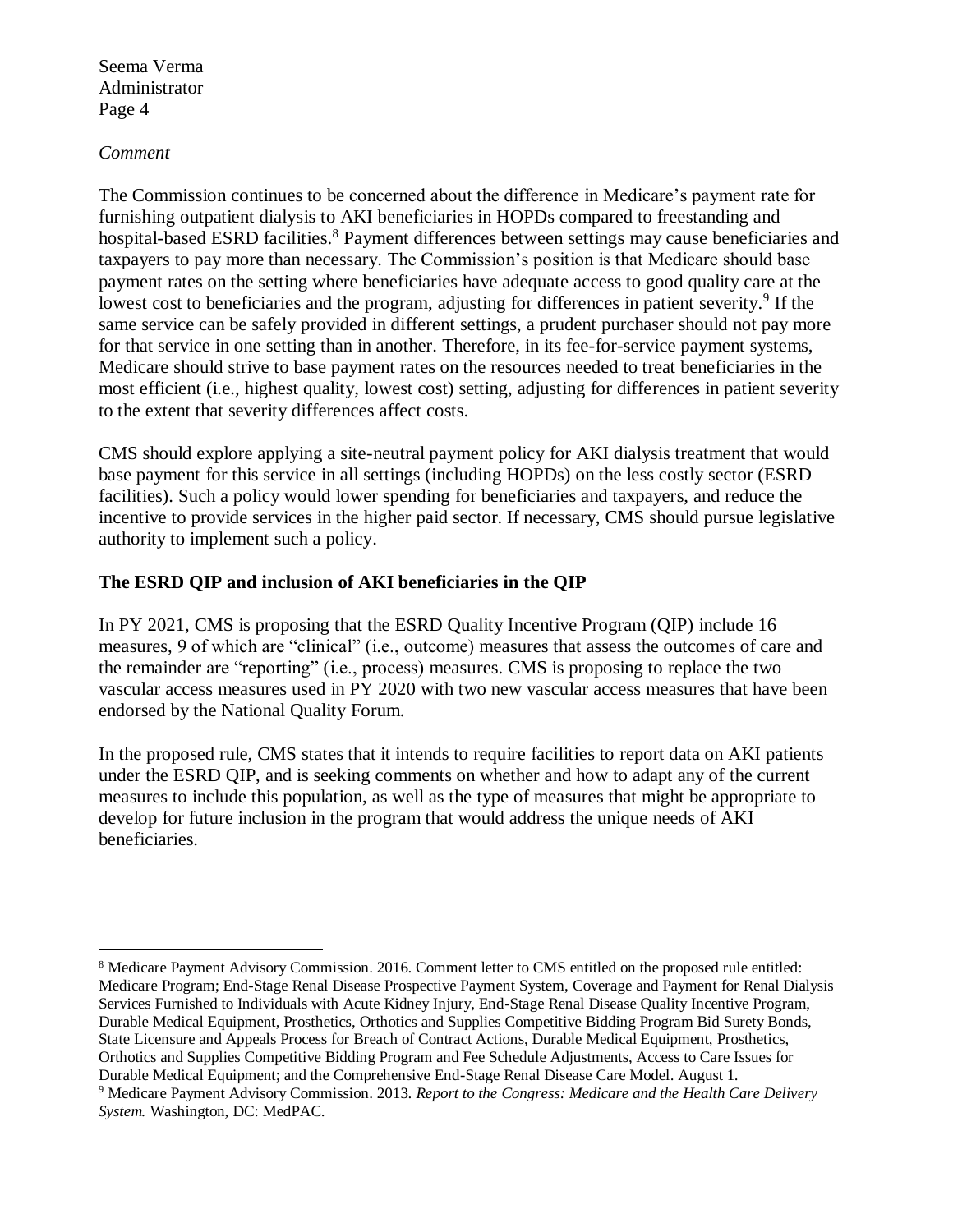*Comment*

The Commission continues to be concerned about the difference in Medicare's payment rate for furnishing outpatient dialysis to AKI beneficiaries in HOPDs compared to freestanding and hospital-based ESRD facilities.[8] Payment differences between settings may cause beneficiaries and taxpayers to pay more than necessary. The Commission's position is that Medicare should base payment rates on the setting where beneficiaries have adequate access to good quality care at the lowest cost to beneficiaries and the program, adjusting for differences in patient severity.[9] If the same service can be safely provided in different settings, a prudent purchaser should not pay more for that service in one setting than in another. Therefore, in its fee-for-service payment systems, Medicare should strive to base payment rates on the resources needed to treat beneficiaries in the most efficient (i.e., highest quality, lowest cost) setting, adjusting for differences in patient severity to the extent that severity differences affect costs.

CMS should explore applying a site-neutral payment policy for AKI dialysis treatment that would base payment for this service in all settings (including HOPDs) on the less costly sector (ESRD facilities). Such a policy would lower spending for beneficiaries and taxpayers, and reduce the incentive to provide services in the higher paid sector. If necessary, CMS should pursue legislative authority to implement such a policy.

**The ESRD QIP and inclusion of AKI beneficiaries in the QIP**

In PY 2021, CMS is proposing that the ESRD Quality Incentive Program (QIP) include 16 measures, 9 of which are "clinical" (i.e., outcome) measures that assess the outcomes of care and the remainder are "reporting" (i.e., process) measures. CMS is proposing to replace the two vascular access measures used in PY 2020 with two new vascular access measures that have been endorsed by the National Quality Forum.

In the proposed rule, CMS states that it intends to require facilities to report data on AKI patients under the ESRD QIP, and is seeking comments on whether and how to adapt any of the current measures to include this population, as well as the type of measures that might be appropriate to develop for future inclusion in the program that would address the unique needs of AKI beneficiaries.

---

[8] Medicare Payment Advisory Commission. 2016. Comment letter to CMS entitled on the proposed rule entitled: Medicare Program; End-Stage Renal Disease Prospective Payment System, Coverage and Payment for Renal Dialysis Services Furnished to Individuals with Acute Kidney Injury, End-Stage Renal Disease Quality Incentive Program, Durable Medical Equipment, Prosthetics, Orthotics and Supplies Competitive Bidding Program Bid Surety Bonds, State Licensure and Appeals Process for Breach of Contract Actions, Durable Medical Equipment, Prosthetics, Orthotics and Supplies Competitive Bidding Program and Fee Schedule Adjustments, Access to Care Issues for Durable Medical Equipment; and the Comprehensive End-Stage Renal Disease Care Model. August 1.

[9] Medicare Payment Advisory Commission. 2013. *Report to the Congress: Medicare and the Health Care Delivery System.* Washington, DC: MedPAC.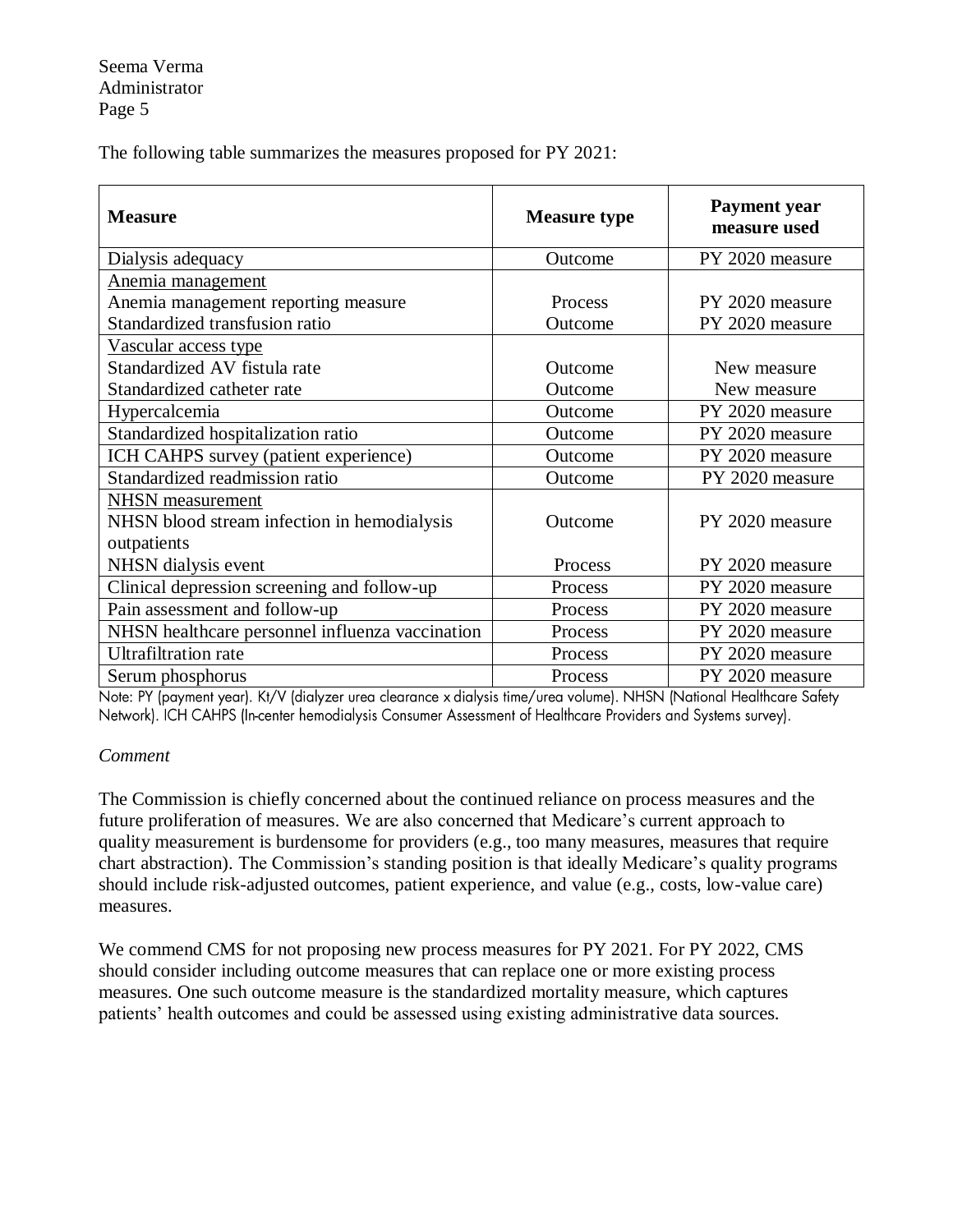The following table summarizes the measures proposed for PY 2021:

| Measure | Measure type | Payment year measure used |
|---|---|---|
| Dialysis adequacy | Outcome | PY 2020 measure |
| <u>Anemia management</u> | | |
| Anemia management reporting measure | Process | PY 2020 measure |
| Standardized transfusion ratio | Outcome | PY 2020 measure |
| <u>Vascular access type</u> | | |
| Standardized AV fistula rate | Outcome | New measure |
| Standardized catheter rate | Outcome | New measure |
| Hypercalcemia | Outcome | PY 2020 measure |
| Standardized hospitalization ratio | Outcome | PY 2020 measure |
| ICH CAHPS survey (patient experience) | Outcome | PY 2020 measure |
| Standardized readmission ratio | Outcome | PY 2020 measure |
| <u>NHSN measurement</u> | | |
| NHSN blood stream infection in hemodialysis outpatients | Outcome | PY 2020 measure |
| NHSN dialysis event | Process | PY 2020 measure |
| Clinical depression screening and follow-up | Process | PY 2020 measure |
| Pain assessment and follow-up | Process | PY 2020 measure |
| NHSN healthcare personnel influenza vaccination | Process | PY 2020 measure |
| Ultrafiltration rate | Process | PY 2020 measure |
| Serum phosphorus | Process | PY 2020 measure |

Note: PY (payment year). Kt/V (dialyzer urea clearance x dialysis time/urea volume). NHSN (National Healthcare Safety Network). ICH CAHPS (In-center hemodialysis Consumer Assessment of Healthcare Providers and Systems survey).

*Comment*

The Commission is chiefly concerned about the continued reliance on process measures and the future proliferation of measures. We are also concerned that Medicare's current approach to quality measurement is burdensome for providers (e.g., too many measures, measures that require chart abstraction). The Commission's standing position is that ideally Medicare's quality programs should include risk-adjusted outcomes, patient experience, and value (e.g., costs, low-value care) measures.

We commend CMS for not proposing new process measures for PY 2021. For PY 2022, CMS should consider including outcome measures that can replace one or more existing process measures. One such outcome measure is the standardized mortality measure, which captures patients' health outcomes and could be assessed using existing administrative data sources.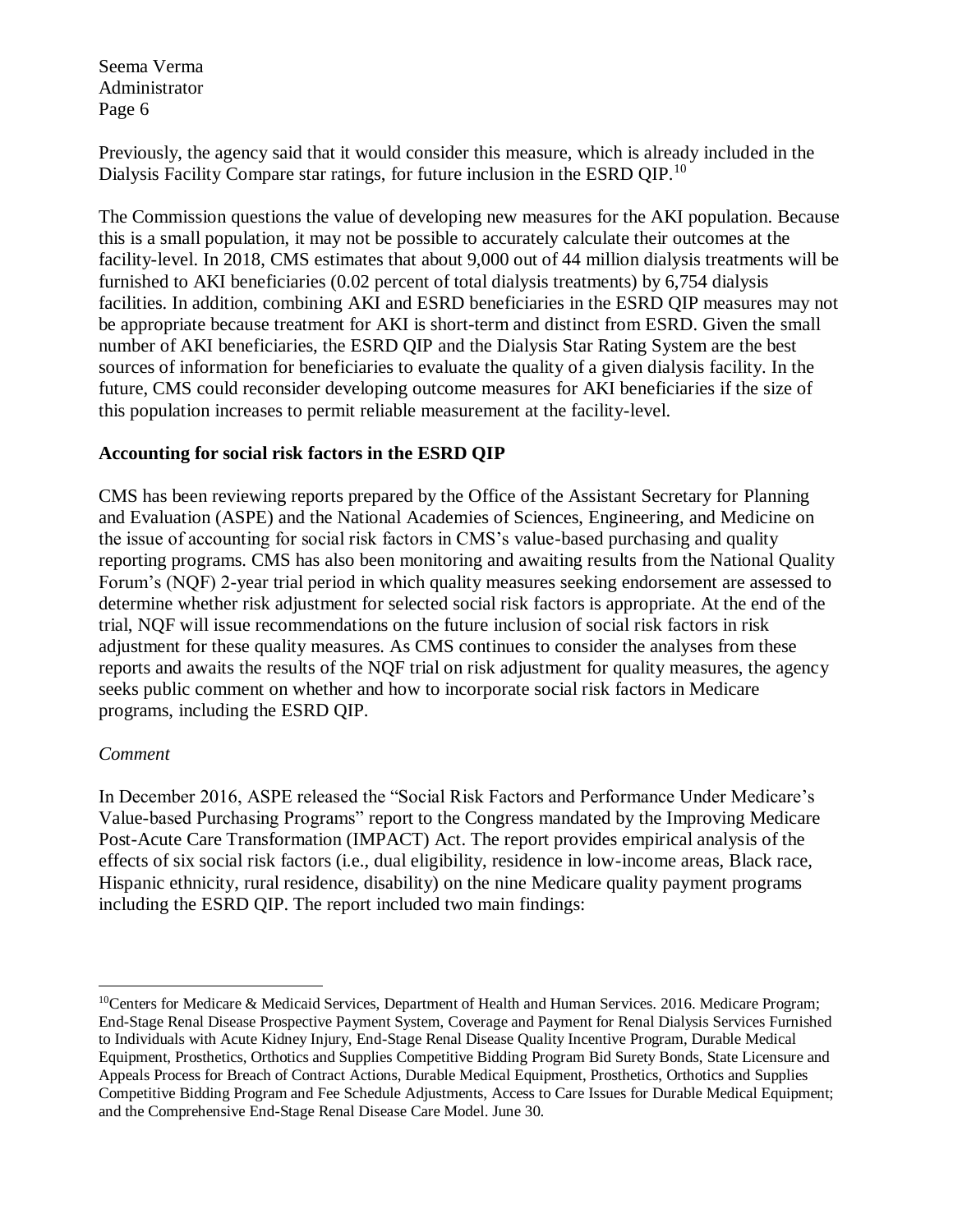Previously, the agency said that it would consider this measure, which is already included in the Dialysis Facility Compare star ratings, for future inclusion in the ESRD QIP.[10]

The Commission questions the value of developing new measures for the AKI population. Because this is a small population, it may not be possible to accurately calculate their outcomes at the facility-level. In 2018, CMS estimates that about 9,000 out of 44 million dialysis treatments will be furnished to AKI beneficiaries (0.02 percent of total dialysis treatments) by 6,754 dialysis facilities. In addition, combining AKI and ESRD beneficiaries in the ESRD QIP measures may not be appropriate because treatment for AKI is short-term and distinct from ESRD. Given the small number of AKI beneficiaries, the ESRD QIP and the Dialysis Star Rating System are the best sources of information for beneficiaries to evaluate the quality of a given dialysis facility. In the future, CMS could reconsider developing outcome measures for AKI beneficiaries if the size of this population increases to permit reliable measurement at the facility-level.

**Accounting for social risk factors in the ESRD QIP**

CMS has been reviewing reports prepared by the Office of the Assistant Secretary for Planning and Evaluation (ASPE) and the National Academies of Sciences, Engineering, and Medicine on the issue of accounting for social risk factors in CMS's value-based purchasing and quality reporting programs. CMS has also been monitoring and awaiting results from the National Quality Forum's (NQF) 2-year trial period in which quality measures seeking endorsement are assessed to determine whether risk adjustment for selected social risk factors is appropriate. At the end of the trial, NQF will issue recommendations on the future inclusion of social risk factors in risk adjustment for these quality measures. As CMS continues to consider the analyses from these reports and awaits the results of the NQF trial on risk adjustment for quality measures, the agency seeks public comment on whether and how to incorporate social risk factors in Medicare programs, including the ESRD QIP.

*Comment*

In December 2016, ASPE released the "Social Risk Factors and Performance Under Medicare's Value-based Purchasing Programs" report to the Congress mandated by the Improving Medicare Post-Acute Care Transformation (IMPACT) Act. The report provides empirical analysis of the effects of six social risk factors (i.e., dual eligibility, residence in low-income areas, Black race, Hispanic ethnicity, rural residence, disability) on the nine Medicare quality payment programs including the ESRD QIP. The report included two main findings:

---

[10] Centers for Medicare & Medicaid Services, Department of Health and Human Services. 2016. Medicare Program; End-Stage Renal Disease Prospective Payment System, Coverage and Payment for Renal Dialysis Services Furnished to Individuals with Acute Kidney Injury, End-Stage Renal Disease Quality Incentive Program, Durable Medical Equipment, Prosthetics, Orthotics and Supplies Competitive Bidding Program Bid Surety Bonds, State Licensure and Appeals Process for Breach of Contract Actions, Durable Medical Equipment, Prosthetics, Orthotics and Supplies Competitive Bidding Program and Fee Schedule Adjustments, Access to Care Issues for Durable Medical Equipment; and the Comprehensive End-Stage Renal Disease Care Model. June 30.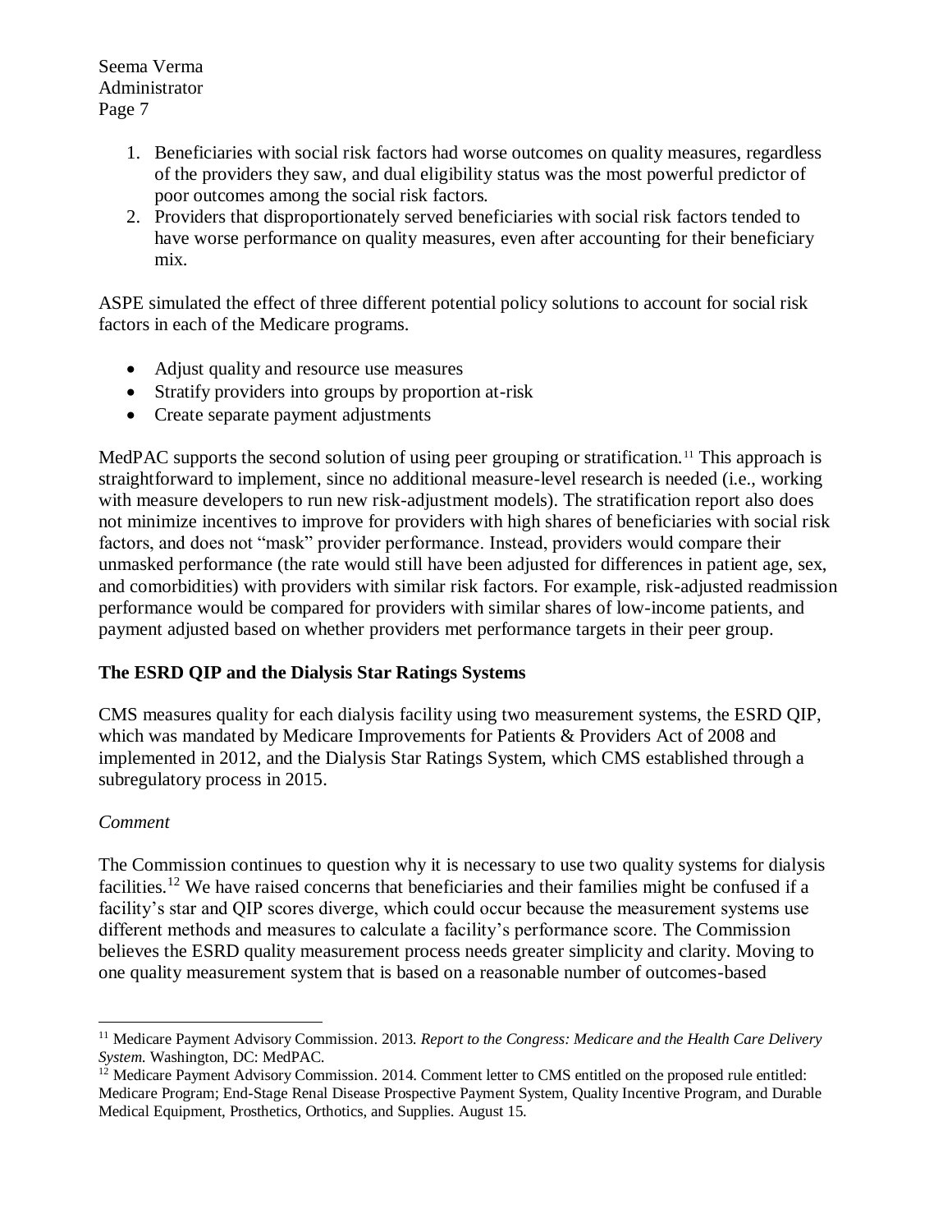1. Beneficiaries with social risk factors had worse outcomes on quality measures, regardless of the providers they saw, and dual eligibility status was the most powerful predictor of poor outcomes among the social risk factors.
2. Providers that disproportionately served beneficiaries with social risk factors tended to have worse performance on quality measures, even after accounting for their beneficiary mix.

ASPE simulated the effect of three different potential policy solutions to account for social risk factors in each of the Medicare programs.

- Adjust quality and resource use measures
- Stratify providers into groups by proportion at-risk
- Create separate payment adjustments

MedPAC supports the second solution of using peer grouping or stratification.[11] This approach is straightforward to implement, since no additional measure-level research is needed (i.e., working with measure developers to run new risk-adjustment models). The stratification report also does not minimize incentives to improve for providers with high shares of beneficiaries with social risk factors, and does not "mask" provider performance. Instead, providers would compare their unmasked performance (the rate would still have been adjusted for differences in patient age, sex, and comorbidities) with providers with similar risk factors. For example, risk-adjusted readmission performance would be compared for providers with similar shares of low-income patients, and payment adjusted based on whether providers met performance targets in their peer group.

**The ESRD QIP and the Dialysis Star Ratings Systems**

CMS measures quality for each dialysis facility using two measurement systems, the ESRD QIP, which was mandated by Medicare Improvements for Patients & Providers Act of 2008 and implemented in 2012, and the Dialysis Star Ratings System, which CMS established through a subregulatory process in 2015.

*Comment*

The Commission continues to question why it is necessary to use two quality systems for dialysis facilities.[12] We have raised concerns that beneficiaries and their families might be confused if a facility's star and QIP scores diverge, which could occur because the measurement systems use different methods and measures to calculate a facility's performance score. The Commission believes the ESRD quality measurement process needs greater simplicity and clarity. Moving to one quality measurement system that is based on a reasonable number of outcomes-based

---

[11] Medicare Payment Advisory Commission. 2013. *Report to the Congress: Medicare and the Health Care Delivery System.* Washington, DC: MedPAC.

[12] Medicare Payment Advisory Commission. 2014. Comment letter to CMS entitled on the proposed rule entitled: Medicare Program; End-Stage Renal Disease Prospective Payment System, Quality Incentive Program, and Durable Medical Equipment, Prosthetics, Orthotics, and Supplies. August 15.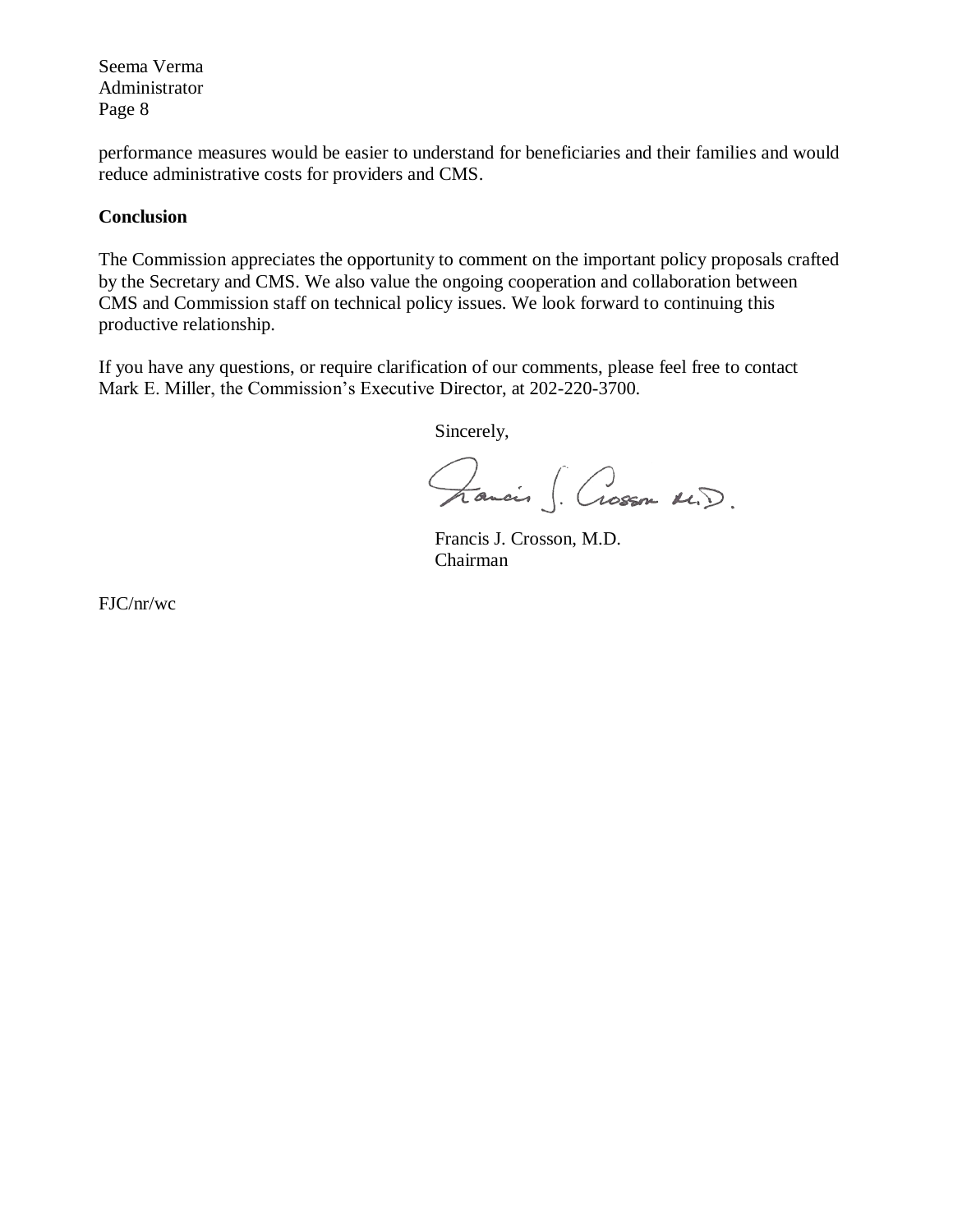performance measures would be easier to understand for beneficiaries and their families and would reduce administrative costs for providers and CMS.

**Conclusion**

The Commission appreciates the opportunity to comment on the important policy proposals crafted by the Secretary and CMS. We also value the ongoing cooperation and collaboration between CMS and Commission staff on technical policy issues. We look forward to continuing this productive relationship.

If you have any questions, or require clarification of our comments, please feel free to contact Mark E. Miller, the Commission's Executive Director, at 202-220-3700.

Sincerely,

Francis J. Crosson, M.D.
Chairman

FJC/nr/wc